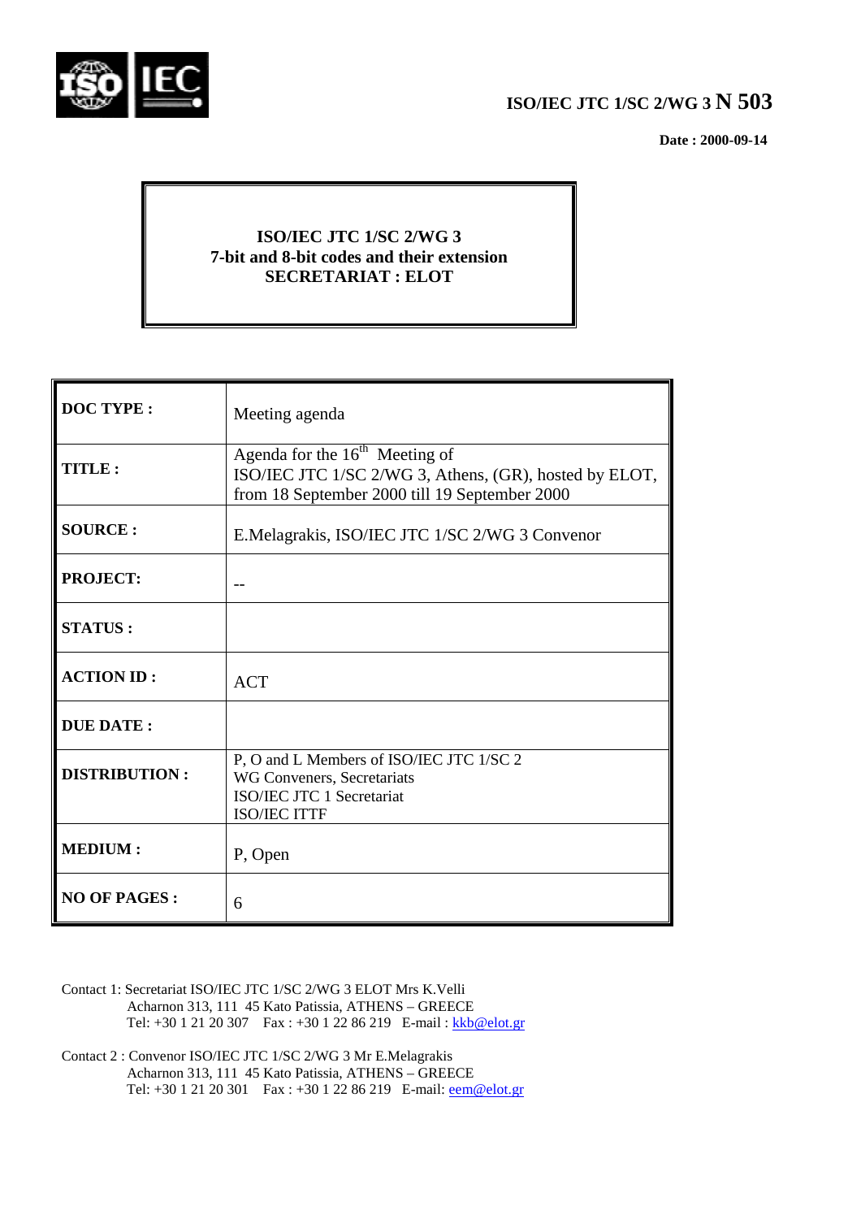**ISO/IEC JTC 1/SC 2/WG 3 N 503**

**Date : 2000-09-14**

**ISO/IEC JTC 1/SC 2/WG 3**
**7-bit and 8-bit codes and their extension**
**SECRETARIAT : ELOT**

| | |
|---|---|
| **DOC TYPE :** | Meeting agenda |
| **TITLE :** | Agenda for the 16th Meeting of ISO/IEC JTC 1/SC 2/WG 3, Athens, (GR), hosted by ELOT, from 18 September 2000 till 19 September 2000 |
| **SOURCE :** | E.Melagrakis, ISO/IEC JTC 1/SC 2/WG 3 Convenor |
| **PROJECT:** | -- |
| **STATUS :** | |
| **ACTION ID :** | ACT |
| **DUE DATE :** | |
| **DISTRIBUTION :** | P, O and L Members of ISO/IEC JTC 1/SC 2<br>WG Conveners, Secretariats<br>ISO/IEC JTC 1 Secretariat<br>ISO/IEC ITTF |
| **MEDIUM :** | P, Open |
| **NO OF PAGES :** | 6 |

Contact 1: Secretariat ISO/IEC JTC 1/SC 2/WG 3 ELOT Mrs K.Velli
Acharnon 313, 111 45 Kato Patissia, ATHENS – GREECE
Tel: +30 1 21 20 307 Fax : +30 1 22 86 219 E-mail : kkb@elot.gr

Contact 2 : Convenor ISO/IEC JTC 1/SC 2/WG 3 Mr E.Melagrakis
Acharnon 313, 111 45 Kato Patissia, ATHENS – GREECE
Tel: +30 1 21 20 301 Fax : +30 1 22 86 219 E-mail: eem@elot.gr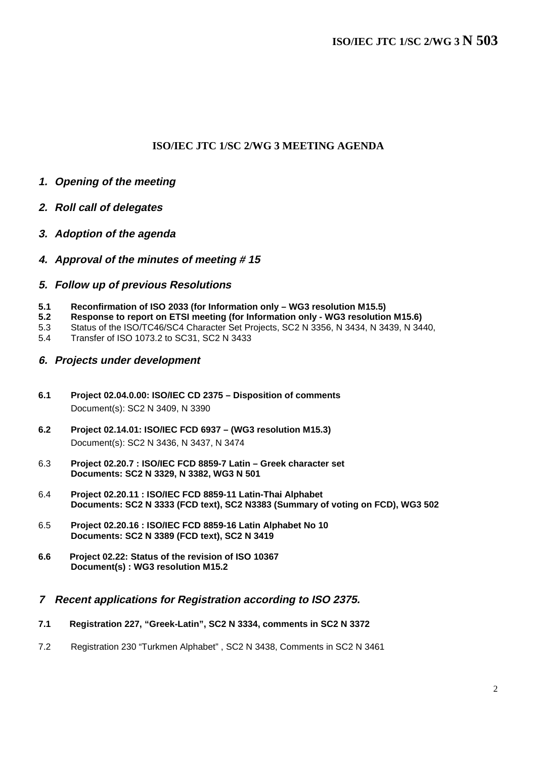# ISO/IEC JTC 1/SC 2/WG 3 N 503

## ISO/IEC JTC 1/SC 2/WG 3 MEETING AGENDA

### *1. Opening of the meeting*

### *2. Roll call of delegates*

### *3. Adoption of the agenda*

### *4. Approval of the minutes of meeting # 15*

### *5. Follow up of previous Resolutions*

**5.1 Reconfirmation of ISO 2033 (for Information only – WG3 resolution M15.5)**
**5.2 Response to report on ETSI meeting (for Information only - WG3 resolution M15.6)**
5.3 Status of the ISO/TC46/SC4 Character Set Projects, SC2 N 3356, N 3434, N 3439, N 3440,
5.4 Transfer of ISO 1073.2 to SC31, SC2 N 3433

### *6. Projects under development*

**6.1 Project 02.04.0.00: ISO/IEC CD 2375 – Disposition of comments**
Document(s): SC2 N 3409, N 3390

**6.2 Project 02.14.01: ISO/IEC FCD 6937 – (WG3 resolution M15.3)**
Document(s): SC2 N 3436, N 3437, N 3474

6.3 **Project 02.20.7 : ISO/IEC FCD 8859-7 Latin – Greek character set**
**Documents: SC2 N 3329, N 3382, WG3 N 501**

6.4 **Project 02.20.11 : ISO/IEC FCD 8859-11 Latin-Thai Alphabet**
**Documents: SC2 N 3333 (FCD text), SC2 N3383 (Summary of voting on FCD), WG3 502**

6.5 **Project 02.20.16 : ISO/IEC FCD 8859-16 Latin Alphabet No 10**
**Documents: SC2 N 3389 (FCD text), SC2 N 3419**

**6.6 Project 02.22: Status of the revision of ISO 10367**
**Document(s) : WG3 resolution M15.2**

### *7 Recent applications for Registration according to ISO 2375.*

**7.1 Registration 227, "Greek-Latin", SC2 N 3334, comments in SC2 N 3372**

7.2 Registration 230 "Turkmen Alphabet" , SC2 N 3438, Comments in SC2 N 3461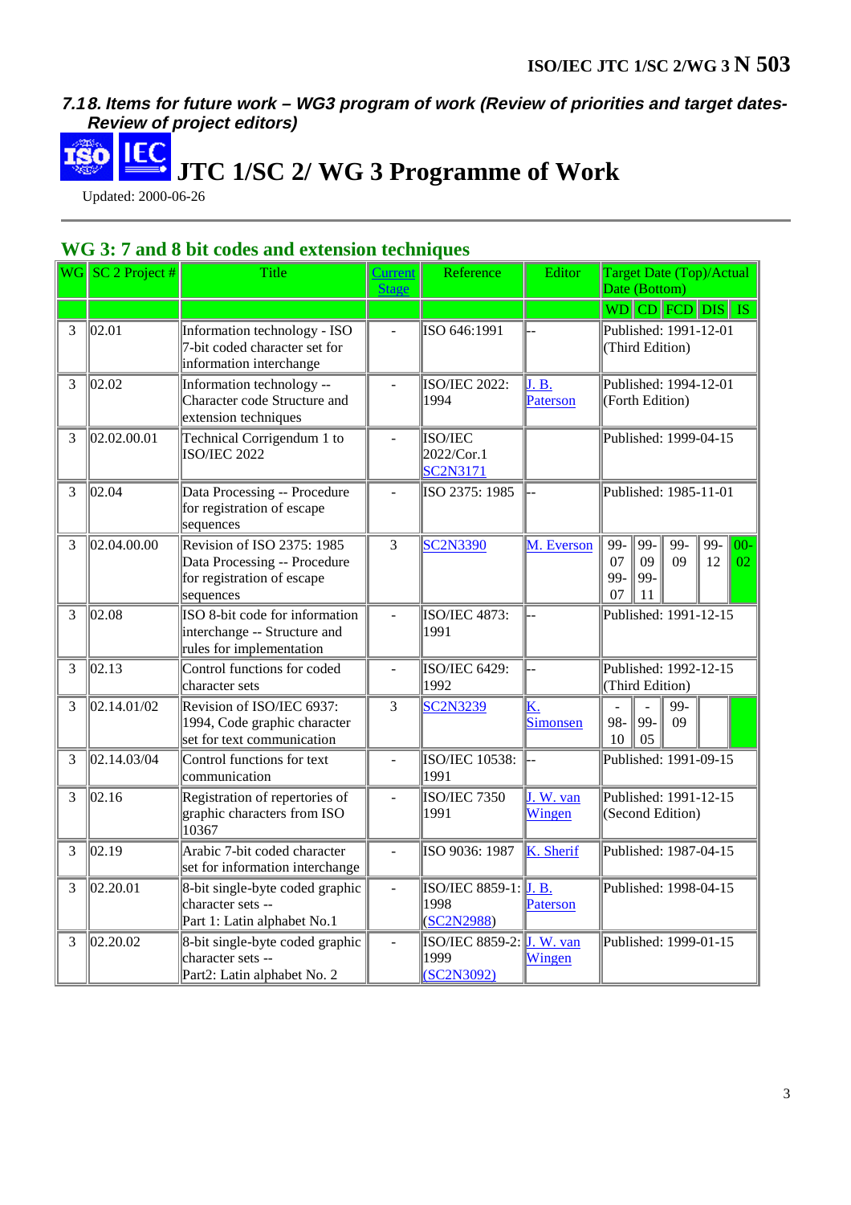**7.18. Items for future work – WG3 program of work (Review of priorities and target dates- Review of project editors)**

# JTC 1/SC 2/ WG 3 Programme of Work

Updated: 2000-06-26

---

## WG 3: 7 and 8 bit codes and extension techniques

| WG | SC 2 Project # | Title | Current Stage | Reference | Editor | Target Date (Top)/Actual Date (Bottom) | | | | |
|---|---|---|---|---|---|---|---|---|---|---|
| | | | | | | WD | CD | FCD | DIS | IS |
| 3 | 02.01 | Information technology - ISO 7-bit coded character set for information interchange | - | ISO 646:1991 | -- | Published: 1991-12-01 (Third Edition) | | | | |
| 3 | 02.02 | Information technology -- Character code Structure and extension techniques | - | ISO/IEC 2022: 1994 | J. B. Paterson | Published: 1994-12-01 (Forth Edition) | | | | |
| 3 | 02.02.00.01 | Technical Corrigendum 1 to ISO/IEC 2022 | - | ISO/IEC 2022/Cor.1 SC2N3171 | | Published: 1999-04-15 | | | | |
| 3 | 02.04 | Data Processing -- Procedure for registration of escape sequences | - | ISO 2375: 1985 | -- | Published: 1985-11-01 | | | | |
| 3 | 02.04.00.00 | Revision of ISO 2375: 1985 Data Processing -- Procedure for registration of escape sequences | 3 | SC2N3390 | M. Everson | 99-07 99-07 | 99-09 99-11 | 99-09 | 99-12 | 00-02 |
| 3 | 02.08 | ISO 8-bit code for information interchange -- Structure and rules for implementation | - | ISO/IEC 4873: 1991 | -- | Published: 1991-12-15 | | | | |
| 3 | 02.13 | Control functions for coded character sets | - | ISO/IEC 6429: 1992 | -- | Published: 1992-12-15 (Third Edition) | | | | |
| 3 | 02.14.01/02 | Revision of ISO/IEC 6937: 1994, Code graphic character set for text communication | 3 | SC2N3239 | K. Simonsen | - 98-10 | - 99-05 | 99-09 | | |
| 3 | 02.14.03/04 | Control functions for text communication | - | ISO/IEC 10538: 1991 | -- | Published: 1991-09-15 | | | | |
| 3 | 02.16 | Registration of repertories of graphic characters from ISO 10367 | - | ISO/IEC 7350 1991 | J. W. van Wingen | Published: 1991-12-15 (Second Edition) | | | | |
| 3 | 02.19 | Arabic 7-bit coded character set for information interchange | - | ISO 9036: 1987 | K. Sherif | Published: 1987-04-15 | | | | |
| 3 | 02.20.01 | 8-bit single-byte coded graphic character sets -- Part 1: Latin alphabet No.1 | - | ISO/IEC 8859-1: 1998 (SC2N2988) | J. B. Paterson | Published: 1998-04-15 | | | | |
| 3 | 02.20.02 | 8-bit single-byte coded graphic character sets -- Part2: Latin alphabet No. 2 | - | ISO/IEC 8859-2: 1999 (SC2N3092) | J. W. van Wingen | Published: 1999-01-15 | | | | |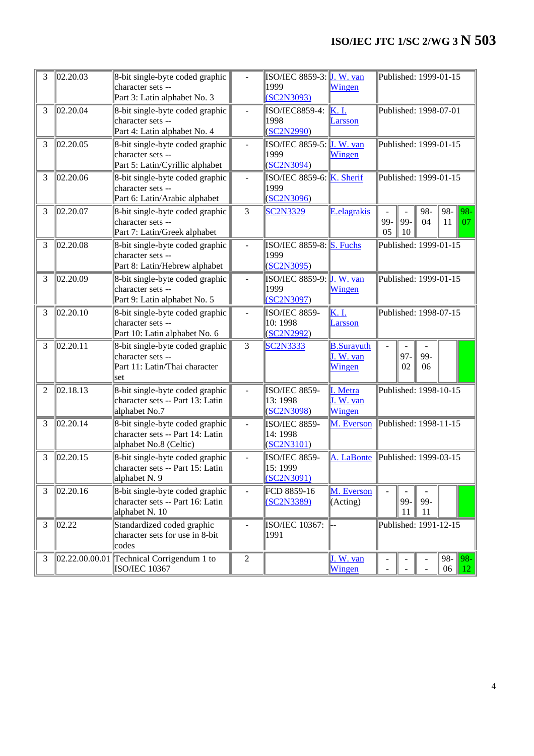| 3 | 02.20.03 | 8-bit single-byte coded graphic character sets -- Part 3: Latin alphabet No. 3 | - | ISO/IEC 8859-3: 1999 (SC2N3093) | J. W. van Wingen | Published: 1999-01-15 | | | | |
|---|---|---|---|---|---|---|---|---|---|---|
| 3 | 02.20.04 | 8-bit single-byte coded graphic character sets -- Part 4: Latin alphabet No. 4 | - | ISO/IEC8859-4: 1998 (SC2N2990) | K. I. Larsson | Published: 1998-07-01 | | | | |
| 3 | 02.20.05 | 8-bit single-byte coded graphic character sets -- Part 5: Latin/Cyrillic alphabet | - | ISO/IEC 8859-5: 1999 (SC2N3094) | J. W. van Wingen | Published: 1999-01-15 | | | | |
| 3 | 02.20.06 | 8-bit single-byte coded graphic character sets -- Part 6: Latin/Arabic alphabet | - | ISO/IEC 8859-6: 1999 (SC2N3096) | K. Sherif | Published: 1999-01-15 | | | | |
| 3 | 02.20.07 | 8-bit single-byte coded graphic character sets -- Part 7: Latin/Greek alphabet | 3 | SC2N3329 | E.elagrakis | - 99-05 | - 99-10 | 98-04 | 98-11 | 98-07 |
| 3 | 02.20.08 | 8-bit single-byte coded graphic character sets -- Part 8: Latin/Hebrew alphabet | - | ISO/IEC 8859-8: 1999 (SC2N3095) | S. Fuchs | Published: 1999-01-15 | | | | |
| 3 | 02.20.09 | 8-bit single-byte coded graphic character sets -- Part 9: Latin alphabet No. 5 | - | ISO/IEC 8859-9: 1999 (SC2N3097) | J. W. van Wingen | Published: 1999-01-15 | | | | |
| 3 | 02.20.10 | 8-bit single-byte coded graphic character sets -- Part 10: Latin alphabet No. 6 | - | ISO/IEC 8859-10: 1998 (SC2N2992) | K. I. Larsson | Published: 1998-07-15 | | | | |
| 3 | 02.20.11 | 8-bit single-byte coded graphic character sets -- Part 11: Latin/Thai character set | 3 | SC2N3333 | B.Surayuth J. W. van Wingen | - | - 97-02 | - 99-06 | | |
| 2 | 02.18.13 | 8-bit single-byte coded graphic character sets -- Part 13: Latin alphabet No.7 | - | ISO/IEC 8859-13: 1998 (SC2N3098) | I. Metra J. W. van Wingen | Published: 1998-10-15 | | | | |
| 3 | 02.20.14 | 8-bit single-byte coded graphic character sets -- Part 14: Latin alphabet No.8 (Celtic) | - | ISO/IEC 8859-14: 1998 (SC2N3101) | M. Everson | Published: 1998-11-15 | | | | |
| 3 | 02.20.15 | 8-bit single-byte coded graphic character sets -- Part 15: Latin alphabet N. 9 | - | ISO/IEC 8859-15: 1999 (SC2N3091) | A. LaBonte | Published: 1999-03-15 | | | | |
| 3 | 02.20.16 | 8-bit single-byte coded graphic character sets -- Part 16: Latin alphabet N. 10 | - | FCD 8859-16 (SC2N3389) | M. Everson (Acting) | - | - 99-11 | - 99-11 | | |
| 3 | 02.22 | Standardized coded graphic character sets for use in 8-bit codes | - | ISO/IEC 10367: 1991 | -- | Published: 1991-12-15 | | | | |
| 3 | 02.22.00.00.01 | Technical Corrigendum 1 to ISO/IEC 10367 | 2 | | J. W. van Wingen | - - | - - | - - | 98-06 | 98-12 |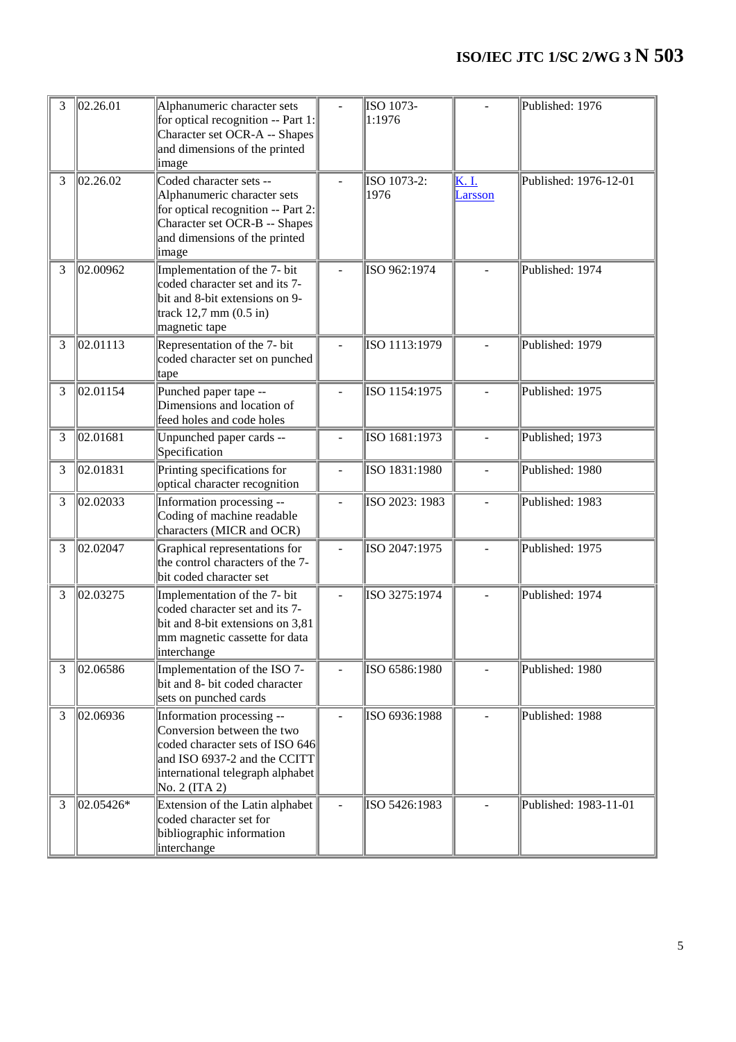| | | | | | | |
|---|---|---|---|---|---|---|
| 3 | 02.26.01 | Alphanumeric character sets for optical recognition -- Part 1: Character set OCR-A -- Shapes and dimensions of the printed image | - | ISO 1073-1:1976 | - | Published: 1976 |
| 3 | 02.26.02 | Coded character sets -- Alphanumeric character sets for optical recognition -- Part 2: Character set OCR-B -- Shapes and dimensions of the printed image | - | ISO 1073-2: 1976 | K. I. Larsson | Published: 1976-12-01 |
| 3 | 02.00962 | Implementation of the 7- bit coded character set and its 7-bit and 8-bit extensions on 9-track 12,7 mm (0.5 in) magnetic tape | - | ISO 962:1974 | - | Published: 1974 |
| 3 | 02.01113 | Representation of the 7- bit coded character set on punched tape | - | ISO 1113:1979 | - | Published: 1979 |
| 3 | 02.01154 | Punched paper tape -- Dimensions and location of feed holes and code holes | - | ISO 1154:1975 | - | Published: 1975 |
| 3 | 02.01681 | Unpunched paper cards -- Specification | - | ISO 1681:1973 | - | Published; 1973 |
| 3 | 02.01831 | Printing specifications for optical character recognition | - | ISO 1831:1980 | - | Published: 1980 |
| 3 | 02.02033 | Information processing -- Coding of machine readable characters (MICR and OCR) | - | ISO 2023: 1983 | - | Published: 1983 |
| 3 | 02.02047 | Graphical representations for the control characters of the 7-bit coded character set | - | ISO 2047:1975 | - | Published: 1975 |
| 3 | 02.03275 | Implementation of the 7- bit coded character set and its 7-bit and 8-bit extensions on 3,81 mm magnetic cassette for data interchange | - | ISO 3275:1974 | - | Published: 1974 |
| 3 | 02.06586 | Implementation of the ISO 7-bit and 8- bit coded character sets on punched cards | - | ISO 6586:1980 | - | Published: 1980 |
| 3 | 02.06936 | Information processing -- Conversion between the two coded character sets of ISO 646 and ISO 6937-2 and the CCITT international telegraph alphabet No. 2 (ITA 2) | - | ISO 6936:1988 | - | Published: 1988 |
| 3 | 02.05426* | Extension of the Latin alphabet coded character set for bibliographic information interchange | - | ISO 5426:1983 | - | Published: 1983-11-01 |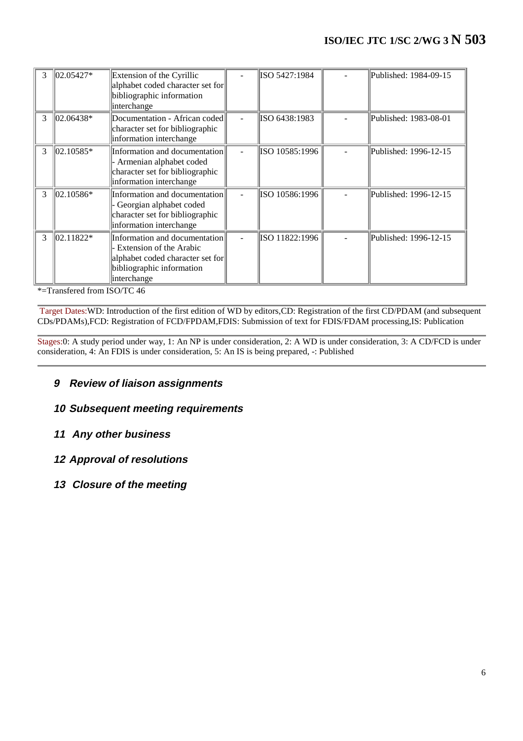| | | | | | | |
|---|---|---|---|---|---|---|
| 3 | 02.05427* | Extension of the Cyrillic alphabet coded character set for bibliographic information interchange | - | ISO 5427:1984 | - | Published: 1984-09-15 |
| 3 | 02.06438* | Documentation - African coded character set for bibliographic information interchange | - | ISO 6438:1983 | - | Published: 1983-08-01 |
| 3 | 02.10585* | Information and documentation - Armenian alphabet coded character set for bibliographic information interchange | - | ISO 10585:1996 | - | Published: 1996-12-15 |
| 3 | 02.10586* | Information and documentation - Georgian alphabet coded character set for bibliographic information interchange | - | ISO 10586:1996 | - | Published: 1996-12-15 |
| 3 | 02.11822* | Information and documentation - Extension of the Arabic alphabet coded character set for bibliographic information interchange | - | ISO 11822:1996 | - | Published: 1996-12-15 |

*=Transfered from ISO/TC 46

Target Dates:WD: Introduction of the first edition of WD by editors,CD: Registration of the first CD/PDAM (and subsequent CDs/PDAMs),FCD: Registration of FCD/FPDAM,FDIS: Submission of text for FDIS/FDAM processing,IS: Publication

Stages:0: A study period under way, 1: An NP is under consideration, 2: A WD is under consideration, 3: A CD/FCD is under consideration, 4: An FDIS is under consideration, 5: An IS is being prepared, -: Published

---

## *9 Review of liaison assignments*

## *10 Subsequent meeting requirements*

## *11 Any other business*

## *12 Approval of resolutions*

## *13 Closure of the meeting*